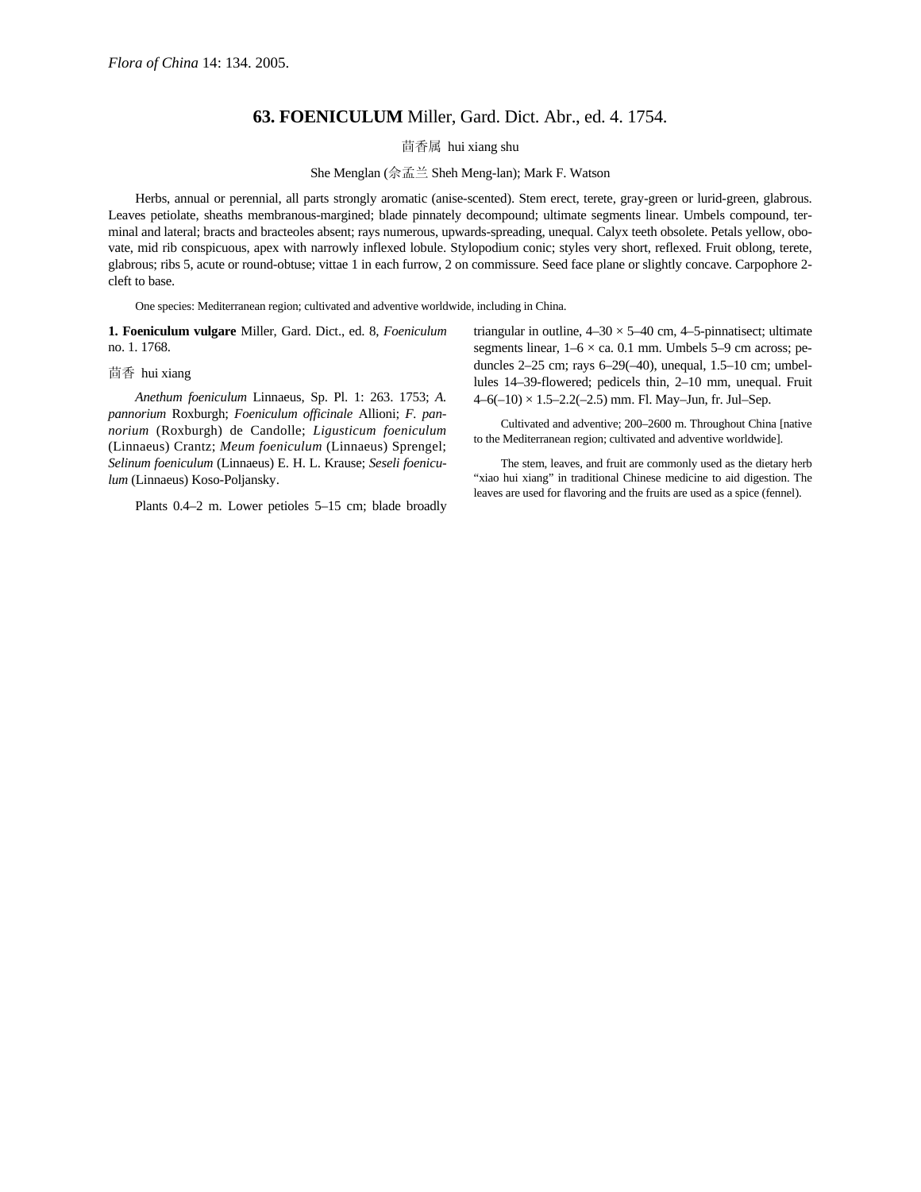## 63. **FOENICULUM** Miller, Gard. Dict. Abr., ed. 4. 1754.

茴香属 hui xiang shu

She Menglan (佘孟兰 Sheh Meng-lan); Mark F. Watson

Herbs, annual or perennial, all parts strongly aromatic (anise-scented). Stem erect, terete, gray-green or lurid-green, glabrous. Leaves petiolate, sheaths membranous-margined; blade pinnately decompound; ultimate segments linear. Umbels compound, terminal and lateral; bracts and bracteoles absent; rays numerous, upwards-spreading, unequal. Calyx teeth obsolete. Petals yellow, obovate, mid rib conspicuous, apex with narrowly inflexed lobule. Stylopodium conic; styles very short, reflexed. Fruit oblong, terete, glabrous; ribs 5, acute or round-obtuse; vittae 1 in each furrow, 2 on commissure. Seed face plane or slightly concave. Carpophore 2-cleft to base.

One species: Mediterranean region; cultivated and adventive worldwide, including in China.

**1. Foeniculum vulgare** Miller, Gard. Dict., ed. 8, *Foeniculum* no. 1. 1768.

茴香 hui xiang

*Anethum foeniculum* Linnaeus, Sp. Pl. 1: 263. 1753; *A. pannorium* Roxburgh; *Foeniculum officinale* Allioni; *F. pannorium* (Roxburgh) de Candolle; *Ligusticum foeniculum* (Linnaeus) Crantz; *Meum foeniculum* (Linnaeus) Sprengel; *Selinum foeniculum* (Linnaeus) E. H. L. Krause; *Seseli foeniculum* (Linnaeus) Koso-Poljansky.

Plants 0.4–2 m. Lower petioles 5–15 cm; blade broadly triangular in outline, 4–30 × 5–40 cm, 4–5-pinnatisect; ultimate segments linear, 1–6 × ca. 0.1 mm. Umbels 5–9 cm across; peduncles 2–25 cm; rays 6–29(–40), unequal, 1.5–10 cm; umbellules 14–39-flowered; pedicels thin, 2–10 mm, unequal. Fruit 4–6(–10) × 1.5–2.2(–2.5) mm. Fl. May–Jun, fr. Jul–Sep.

Cultivated and adventive; 200–2600 m. Throughout China [native to the Mediterranean region; cultivated and adventive worldwide].

The stem, leaves, and fruit are commonly used as the dietary herb "xiao hui xiang" in traditional Chinese medicine to aid digestion. The leaves are used for flavoring and the fruits are used as a spice (fennel).